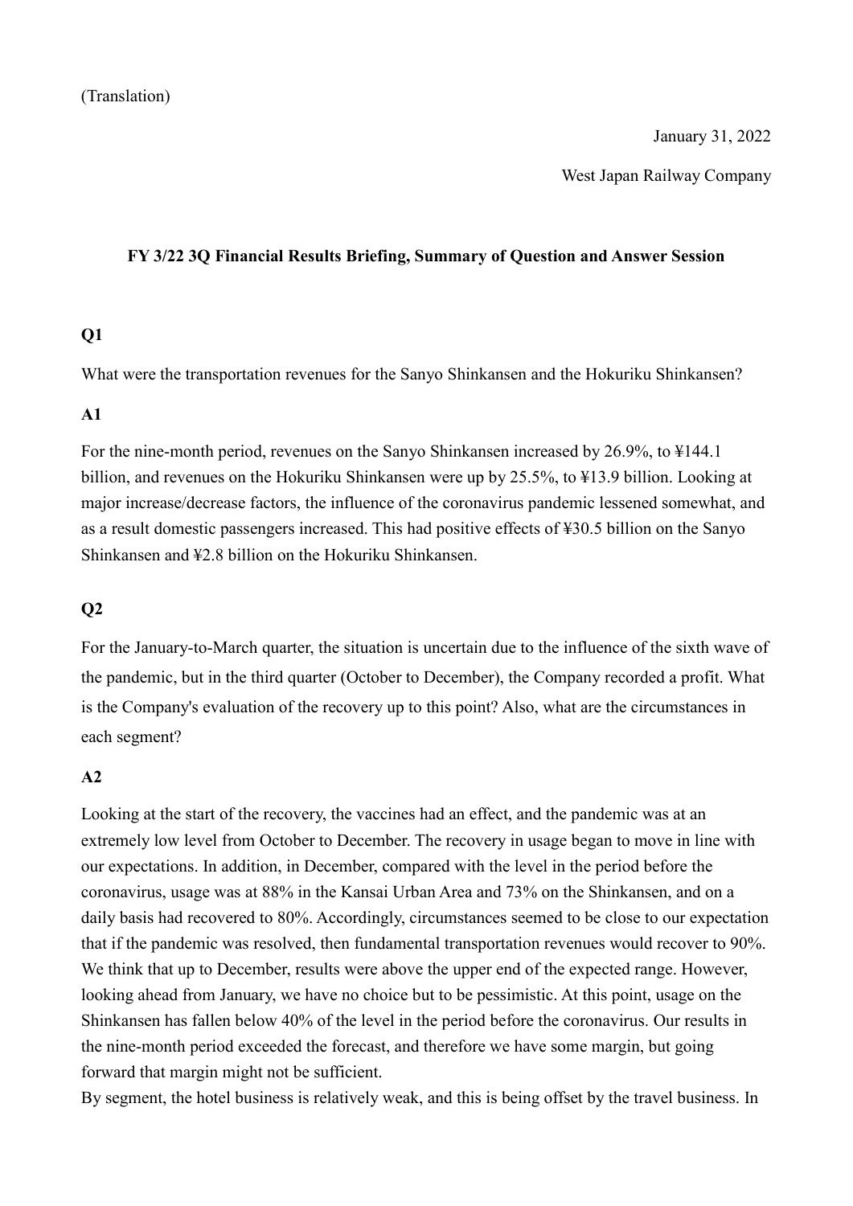(Translation)

January 31, 2022

West Japan Railway Company

## FY 3/22 3Q Financial Results Briefing, Summary of Question and Answer Session

### Q1

What were the transportation revenues for the Sanyo Shinkansen and the Hokuriku Shinkansen?

### A1

For the nine-month period, revenues on the Sanyo Shinkansen increased by 26.9%, to ¥144.1 billion, and revenues on the Hokuriku Shinkansen were up by 25.5%, to ¥13.9 billion. Looking at major increase/decrease factors, the influence of the coronavirus pandemic lessened somewhat, and as a result domestic passengers increased. This had positive effects of ¥30.5 billion on the Sanyo Shinkansen and ¥2.8 billion on the Hokuriku Shinkansen.

### Q2

For the January-to-March quarter, the situation is uncertain due to the influence of the sixth wave of the pandemic, but in the third quarter (October to December), the Company recorded a profit. What is the Company's evaluation of the recovery up to this point? Also, what are the circumstances in each segment?

### A2

Looking at the start of the recovery, the vaccines had an effect, and the pandemic was at an extremely low level from October to December. The recovery in usage began to move in line with our expectations. In addition, in December, compared with the level in the period before the coronavirus, usage was at 88% in the Kansai Urban Area and 73% on the Shinkansen, and on a daily basis had recovered to 80%. Accordingly, circumstances seemed to be close to our expectation that if the pandemic was resolved, then fundamental transportation revenues would recover to 90%. We think that up to December, results were above the upper end of the expected range. However, looking ahead from January, we have no choice but to be pessimistic. At this point, usage on the Shinkansen has fallen below 40% of the level in the period before the coronavirus. Our results in the nine-month period exceeded the forecast, and therefore we have some margin, but going forward that margin might not be sufficient.

By segment, the hotel business is relatively weak, and this is being offset by the travel business. In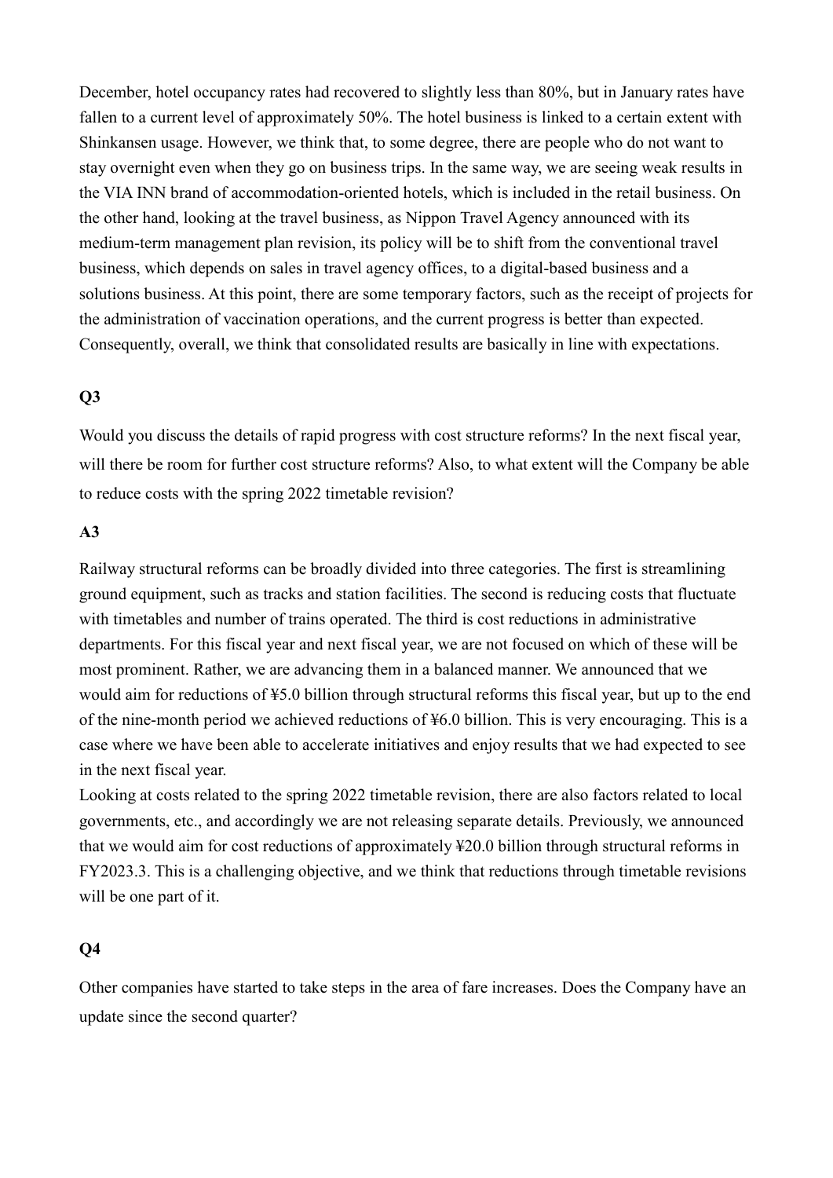December, hotel occupancy rates had recovered to slightly less than 80%, but in January rates have fallen to a current level of approximately 50%. The hotel business is linked to a certain extent with Shinkansen usage. However, we think that, to some degree, there are people who do not want to stay overnight even when they go on business trips. In the same way, we are seeing weak results in the VIA INN brand of accommodation-oriented hotels, which is included in the retail business. On the other hand, looking at the travel business, as Nippon Travel Agency announced with its medium-term management plan revision, its policy will be to shift from the conventional travel business, which depends on sales in travel agency offices, to a digital-based business and a solutions business. At this point, there are some temporary factors, such as the receipt of projects for the administration of vaccination operations, and the current progress is better than expected. Consequently, overall, we think that consolidated results are basically in line with expectations.

### Q3

Would you discuss the details of rapid progress with cost structure reforms? In the next fiscal year, will there be room for further cost structure reforms? Also, to what extent will the Company be able to reduce costs with the spring 2022 timetable revision?

### A3

Railway structural reforms can be broadly divided into three categories. The first is streamlining ground equipment, such as tracks and station facilities. The second is reducing costs that fluctuate with timetables and number of trains operated. The third is cost reductions in administrative departments. For this fiscal year and next fiscal year, we are not focused on which of these will be most prominent. Rather, we are advancing them in a balanced manner. We announced that we would aim for reductions of ¥5.0 billion through structural reforms this fiscal year, but up to the end of the nine-month period we achieved reductions of ¥6.0 billion. This is very encouraging. This is a case where we have been able to accelerate initiatives and enjoy results that we had expected to see in the next fiscal year.

Looking at costs related to the spring 2022 timetable revision, there are also factors related to local governments, etc., and accordingly we are not releasing separate details. Previously, we announced that we would aim for cost reductions of approximately ¥20.0 billion through structural reforms in FY2023.3. This is a challenging objective, and we think that reductions through timetable revisions will be one part of it.

### Q4

Other companies have started to take steps in the area of fare increases. Does the Company have an update since the second quarter?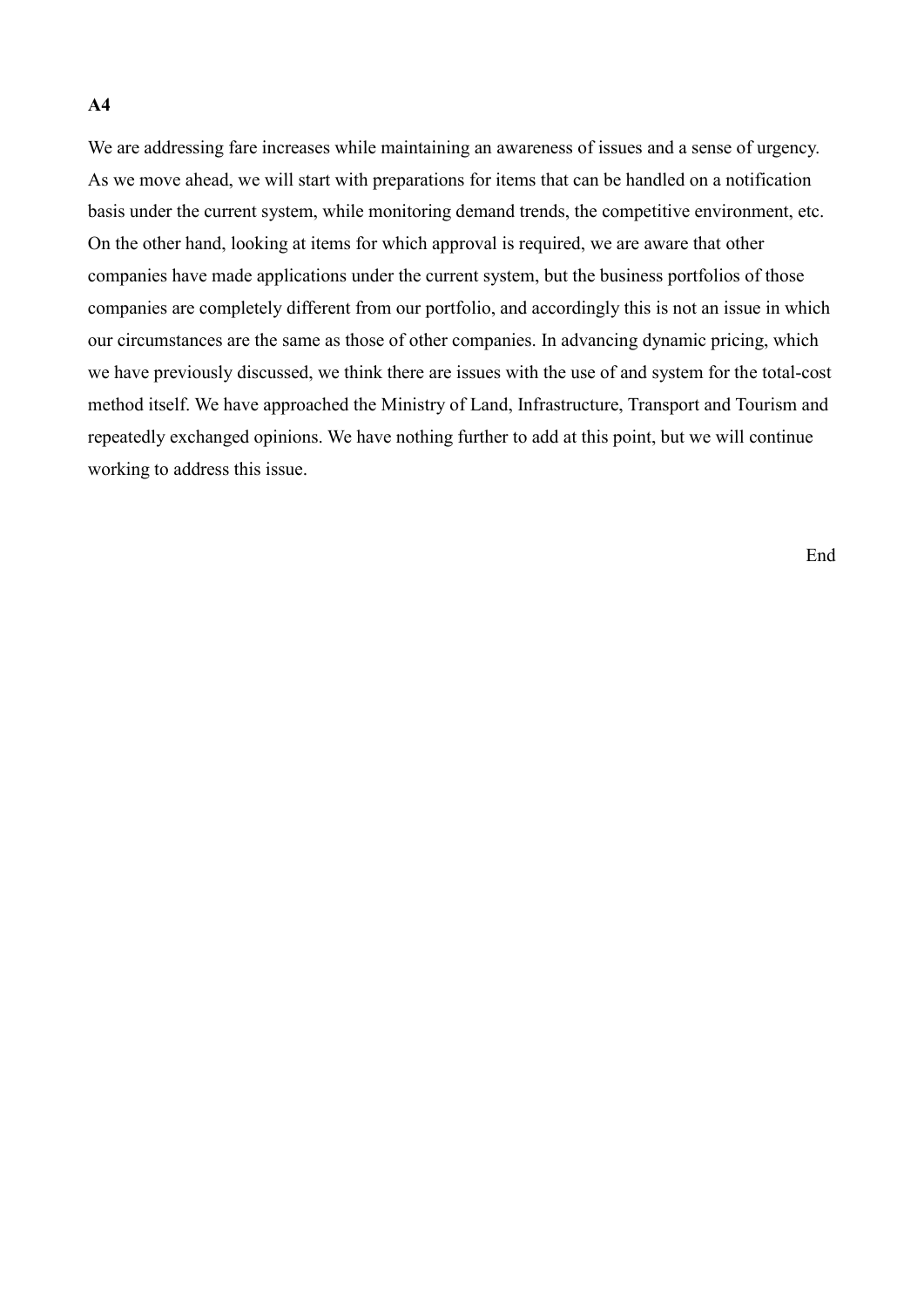**A4**

We are addressing fare increases while maintaining an awareness of issues and a sense of urgency. As we move ahead, we will start with preparations for items that can be handled on a notification basis under the current system, while monitoring demand trends, the competitive environment, etc. On the other hand, looking at items for which approval is required, we are aware that other companies have made applications under the current system, but the business portfolios of those companies are completely different from our portfolio, and accordingly this is not an issue in which our circumstances are the same as those of other companies. In advancing dynamic pricing, which we have previously discussed, we think there are issues with the use of and system for the total-cost method itself. We have approached the Ministry of Land, Infrastructure, Transport and Tourism and repeatedly exchanged opinions. We have nothing further to add at this point, but we will continue working to address this issue.

End